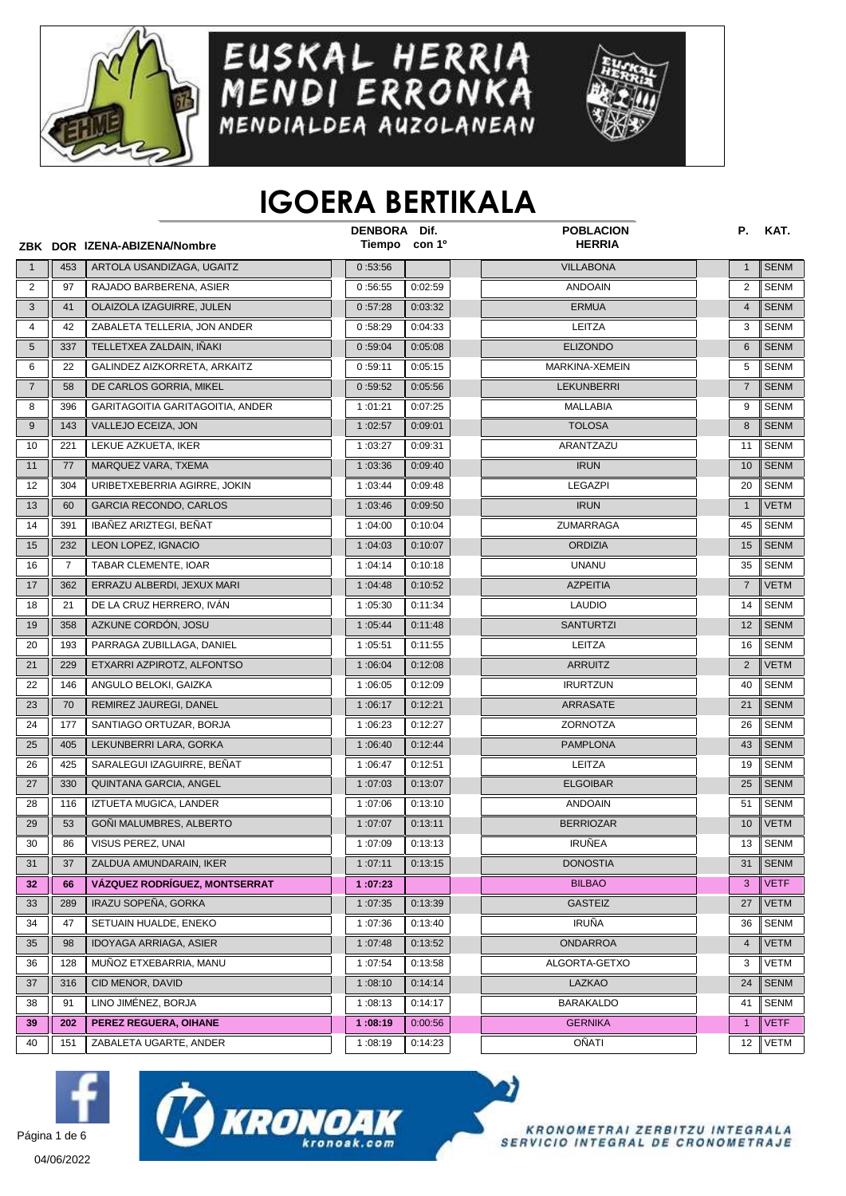# EUSKAL HERRIA MENDI ERRONKA

MENDIALDEA AUZOLANEAN

# IGOERA BERTIKALA

| ZBK | DOR | IZENA-ABIZENA/Nombre | DENBORA Tiempo | Dif. con 1º | POBLACION HERRIA | P. | KAT. |
|---|---|---|---|---|---|---|---|
| 1 | 453 | ARTOLA USANDIZAGA, UGAITZ | 0 :53:56 | | VILLABONA | 1 | SENM |
| 2 | 97 | RAJADO BARBERENA, ASIER | 0 :56:55 | 0:02:59 | ANDOAIN | 2 | SENM |
| 3 | 41 | OLAIZOLA IZAGUIRRE, JULEN | 0 :57:28 | 0:03:32 | ERMUA | 4 | SENM |
| 4 | 42 | ZABALETA TELLERIA, JON ANDER | 0 :58:29 | 0:04:33 | LEITZA | 3 | SENM |
| 5 | 337 | TELLETXEA ZALDAIN, IÑAKI | 0 :59:04 | 0:05:08 | ELIZONDO | 6 | SENM |
| 6 | 22 | GALINDEZ AIZKORRETA, ARKAITZ | 0 :59:11 | 0:05:15 | MARKINA-XEMEIN | 5 | SENM |
| 7 | 58 | DE CARLOS GORRIA, MIKEL | 0 :59:52 | 0:05:56 | LEKUNBERRI | 7 | SENM |
| 8 | 396 | GARITAGOITIA GARITAGOITIA, ANDER | 1 :01:21 | 0:07:25 | MALLABIA | 9 | SENM |
| 9 | 143 | VALLEJO ECEIZA, JON | 1 :02:57 | 0:09:01 | TOLOSA | 8 | SENM |
| 10 | 221 | LEKUE AZKUETA, IKER | 1 :03:27 | 0:09:31 | ARANTZAZU | 11 | SENM |
| 11 | 77 | MARQUEZ VARA, TXEMA | 1 :03:36 | 0:09:40 | IRUN | 10 | SENM |
| 12 | 304 | URIBETXEBERRIA AGIRRE, JOKIN | 1 :03:44 | 0:09:48 | LEGAZPI | 20 | SENM |
| 13 | 60 | GARCIA RECONDO, CARLOS | 1 :03:46 | 0:09:50 | IRUN | 1 | VETM |
| 14 | 391 | IBAÑEZ ARIZTEGI, BEÑAT | 1 :04:00 | 0:10:04 | ZUMARRAGA | 45 | SENM |
| 15 | 232 | LEON LOPEZ, IGNACIO | 1 :04:03 | 0:10:07 | ORDIZIA | 15 | SENM |
| 16 | 7 | TABAR CLEMENTE, IOAR | 1 :04:14 | 0:10:18 | UNANU | 35 | SENM |
| 17 | 362 | ERRAZU ALBERDI, JEXUX MARI | 1 :04:48 | 0:10:52 | AZPEITIA | 7 | VETM |
| 18 | 21 | DE LA CRUZ HERRERO, IVÁN | 1 :05:30 | 0:11:34 | LAUDIO | 14 | SENM |
| 19 | 358 | AZKUNE CORDÓN, JOSU | 1 :05:44 | 0:11:48 | SANTURTZI | 12 | SENM |
| 20 | 193 | PARRAGA ZUBILLAGA, DANIEL | 1 :05:51 | 0:11:55 | LEITZA | 16 | SENM |
| 21 | 229 | ETXARRI AZPIROTZ, ALFONTSO | 1 :06:04 | 0:12:08 | ARRUITZ | 2 | VETM |
| 22 | 146 | ANGULO BELOKI, GAIZKA | 1 :06:05 | 0:12:09 | IRURTZUN | 40 | SENM |
| 23 | 70 | REMIREZ JAUREGI, DANEL | 1 :06:17 | 0:12:21 | ARRASATE | 21 | SENM |
| 24 | 177 | SANTIAGO ORTUZAR, BORJA | 1 :06:23 | 0:12:27 | ZORNOTZA | 26 | SENM |
| 25 | 405 | LEKUNBERRI LARA, GORKA | 1 :06:40 | 0:12:44 | PAMPLONA | 43 | SENM |
| 26 | 425 | SARALEGUI IZAGUIRRE, BEÑAT | 1 :06:47 | 0:12:51 | LEITZA | 19 | SENM |
| 27 | 330 | QUINTANA GARCIA, ANGEL | 1 :07:03 | 0:13:07 | ELGOIBAR | 25 | SENM |
| 28 | 116 | IZTUETA MUGICA, LANDER | 1 :07:06 | 0:13:10 | ANDOAIN | 51 | SENM |
| 29 | 53 | GOÑI MALUMBRES, ALBERTO | 1 :07:07 | 0:13:11 | BERRIOZAR | 10 | VETM |
| 30 | 86 | VISUS PEREZ, UNAI | 1 :07:09 | 0:13:13 | IRUÑEA | 13 | SENM |
| 31 | 37 | ZALDUA AMUNDARAIN, IKER | 1 :07:11 | 0:13:15 | DONOSTIA | 31 | SENM |
| **32** | **66** | **VÁZQUEZ RODRÍGUEZ, MONTSERRAT** | **1 :07:23** | | BILBAO | 3 | VETF |
| 33 | 289 | IRAZU SOPEÑA, GORKA | 1 :07:35 | 0:13:39 | GASTEIZ | 27 | VETM |
| 34 | 47 | SETUAIN HUALDE, ENEKO | 1 :07:36 | 0:13:40 | IRUÑA | 36 | SENM |
| 35 | 98 | IDOYAGA ARRIAGA, ASIER | 1 :07:48 | 0:13:52 | ONDARROA | 4 | VETM |
| 36 | 128 | MUÑOZ ETXEBARRIA, MANU | 1 :07:54 | 0:13:58 | ALGORTA-GETXO | 3 | VETM |
| 37 | 316 | CID MENOR, DAVID | 1 :08:10 | 0:14:14 | LAZKAO | 24 | SENM |
| 38 | 91 | LINO JIMÉNEZ, BORJA | 1 :08:13 | 0:14:17 | BARAKALDO | 41 | SENM |
| **39** | **202** | **PEREZ REGUERA, OIHANE** | **1 :08:19** | 0:00:56 | GERNIKA | 1 | VETF |
| 40 | 151 | ZABALETA UGARTE, ANDER | 1 :08:19 | 0:14:23 | OÑATI | 12 | VETM |

KRONOMETRAI ZERBITZU INTEGRALA
SERVICIO INTEGRAL DE CRONOMETRAJE

04/06/2022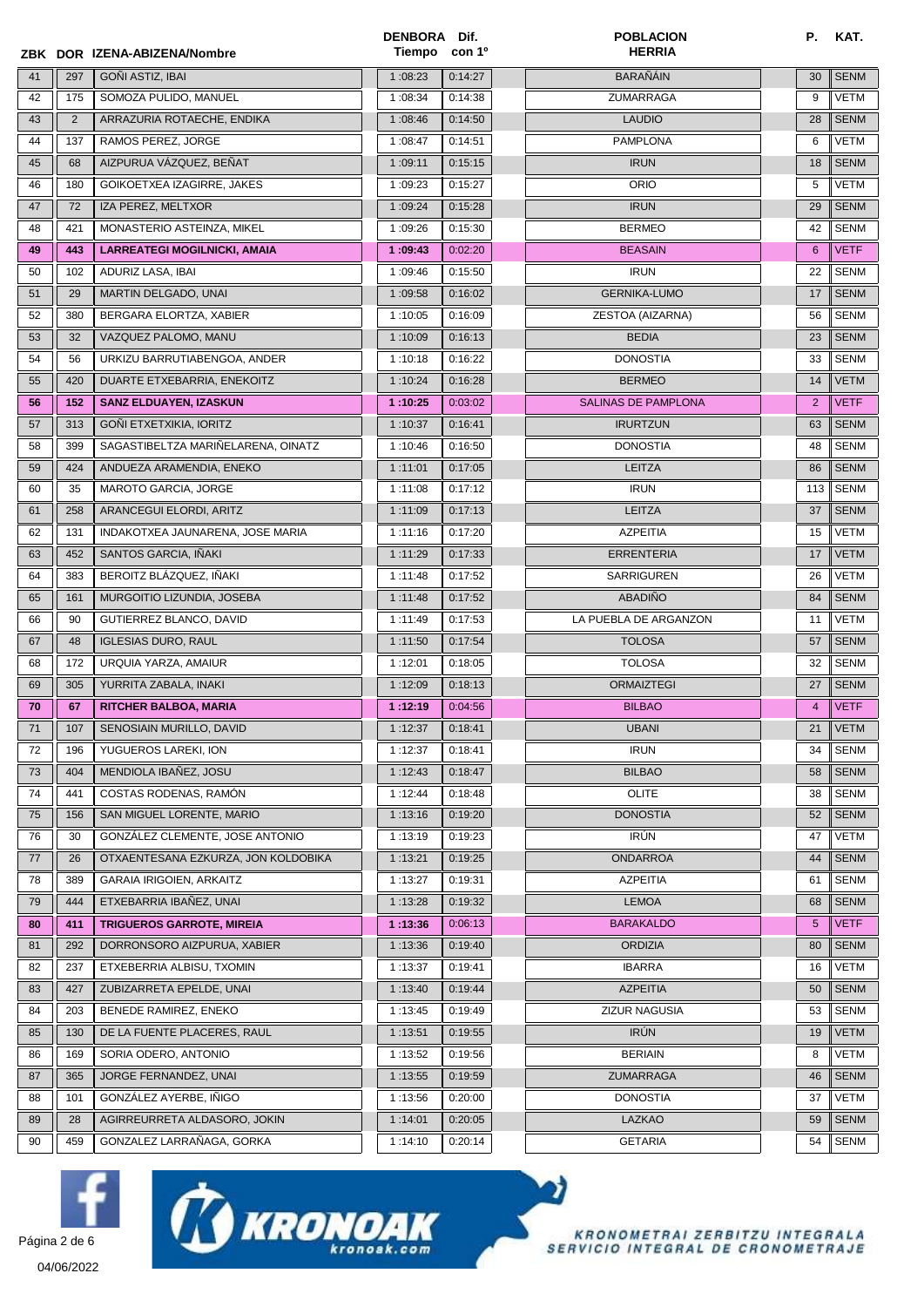| ZBK | DOR | IZENA-ABIZENA/Nombre | DENBORA Tiempo | Dif. con 1º | POBLACION HERRIA | P. | KAT. |
|---|---|---|---|---|---|---|---|
| 41 | 297 | GOÑI ASTIZ, IBAI | 1:08:23 | 0:14:27 | BARAÑÁIN | 30 | SENM |
| 42 | 175 | SOMOZA PULIDO, MANUEL | 1:08:34 | 0:14:38 | ZUMARRAGA | 9 | VETM |
| 43 | 2 | ARRAZURIA ROTAECHE, ENDIKA | 1:08:46 | 0:14:50 | LAUDIO | 28 | SENM |
| 44 | 137 | RAMOS PEREZ, JORGE | 1:08:47 | 0:14:51 | PAMPLONA | 6 | VETM |
| 45 | 68 | AIZPURUA VÁZQUEZ, BEÑAT | 1:09:11 | 0:15:15 | IRUN | 18 | SENM |
| 46 | 180 | GOIKOETXEA IZAGIRRE, JAKES | 1:09:23 | 0:15:27 | ORIO | 5 | VETM |
| 47 | 72 | IZA PEREZ, MELTXOR | 1:09:24 | 0:15:28 | IRUN | 29 | SENM |
| 48 | 421 | MONASTERIO ASTEINZA, MIKEL | 1:09:26 | 0:15:30 | BERMEO | 42 | SENM |
| **49** | **443** | **LARREATEGI MOGILNICKI, AMAIA** | **1:09:43** | 0:02:20 | BEASAIN | 6 | VETF |
| 50 | 102 | ADURIZ LASA, IBAI | 1:09:46 | 0:15:50 | IRUN | 22 | SENM |
| 51 | 29 | MARTIN DELGADO, UNAI | 1:09:58 | 0:16:02 | GERNIKA-LUMO | 17 | SENM |
| 52 | 380 | BERGARA ELORTZA, XABIER | 1:10:05 | 0:16:09 | ZESTOA (AIZARNA) | 56 | SENM |
| 53 | 32 | VAZQUEZ PALOMO, MANU | 1:10:09 | 0:16:13 | BEDIA | 23 | SENM |
| 54 | 56 | URKIZU BARRUTIABENGOA, ANDER | 1:10:18 | 0:16:22 | DONOSTIA | 33 | SENM |
| 55 | 420 | DUARTE ETXEBARRIA, ENEKOITZ | 1:10:24 | 0:16:28 | BERMEO | 14 | VETM |
| **56** | **152** | **SANZ ELDUAYEN, IZASKUN** | **1:10:25** | 0:03:02 | SALINAS DE PAMPLONA | 2 | VETF |
| 57 | 313 | GOÑI ETXETXIKIA, IORITZ | 1:10:37 | 0:16:41 | IRURTZUN | 63 | SENM |
| 58 | 399 | SAGASTIBELTZA MARIÑELARENA, OINATZ | 1:10:46 | 0:16:50 | DONOSTIA | 48 | SENM |
| 59 | 424 | ANDUEZA ARAMENDIA, ENEKO | 1:11:01 | 0:17:05 | LEITZA | 86 | SENM |
| 60 | 35 | MAROTO GARCIA, JORGE | 1:11:08 | 0:17:12 | IRUN | 113 | SENM |
| 61 | 258 | ARANCEGUI ELORDI, ARITZ | 1:11:09 | 0:17:13 | LEITZA | 37 | SENM |
| 62 | 131 | INDAKOTXEA JAUNARENA, JOSE MARIA | 1:11:16 | 0:17:20 | AZPEITIA | 15 | VETM |
| 63 | 452 | SANTOS GARCIA, IÑAKI | 1:11:29 | 0:17:33 | ERRENTERIA | 17 | VETM |
| 64 | 383 | BEROITZ BLÁZQUEZ, IÑAKI | 1:11:48 | 0:17:52 | SARRIGUREN | 26 | VETM |
| 65 | 161 | MURGOITIO LIZUNDIA, JOSEBA | 1:11:48 | 0:17:52 | ABADIÑO | 84 | SENM |
| 66 | 90 | GUTIERREZ BLANCO, DAVID | 1:11:49 | 0:17:53 | LA PUEBLA DE ARGANZON | 11 | VETM |
| 67 | 48 | IGLESIAS DURO, RAUL | 1:11:50 | 0:17:54 | TOLOSA | 57 | SENM |
| 68 | 172 | URQUIA YARZA, AMAIUR | 1:12:01 | 0:18:05 | TOLOSA | 32 | SENM |
| 69 | 305 | YURRITA ZABALA, INAKI | 1:12:09 | 0:18:13 | ORMAIZTEGI | 27 | SENM |
| **70** | **67** | **RITCHER BALBOA, MARIA** | **1:12:19** | 0:04:56 | BILBAO | 4 | VETF |
| 71 | 107 | SENOSIAIN MURILLO, DAVID | 1:12:37 | 0:18:41 | UBANI | 21 | VETM |
| 72 | 196 | YUGUEROS LAREKI, ION | 1:12:37 | 0:18:41 | IRUN | 34 | SENM |
| 73 | 404 | MENDIOLA IBAÑEZ, JOSU | 1:12:43 | 0:18:47 | BILBAO | 58 | SENM |
| 74 | 441 | COSTAS RODENAS, RAMÓN | 1:12:44 | 0:18:48 | OLITE | 38 | SENM |
| 75 | 156 | SAN MIGUEL LORENTE, MARIO | 1:13:16 | 0:19:20 | DONOSTIA | 52 | SENM |
| 76 | 30 | GONZÁLEZ CLEMENTE, JOSE ANTONIO | 1:13:19 | 0:19:23 | IRÚN | 47 | VETM |
| 77 | 26 | OTXAENTESANA EZKURZA, JON KOLDOBIKA | 1:13:21 | 0:19:25 | ONDARROA | 44 | SENM |
| 78 | 389 | GARAIA IRIGOIEN, ARKAITZ | 1:13:27 | 0:19:31 | AZPEITIA | 61 | SENM |
| 79 | 444 | ETXEBARRIA IBAÑEZ, UNAI | 1:13:28 | 0:19:32 | LEMOA | 68 | SENM |
| **80** | **411** | **TRIGUEROS GARROTE, MIREIA** | **1:13:36** | 0:06:13 | BARAKALDO | 5 | VETF |
| 81 | 292 | DORRONSORO AIZPURUA, XABIER | 1:13:36 | 0:19:40 | ORDIZIA | 80 | SENM |
| 82 | 237 | ETXEBERRIA ALBISU, TXOMIN | 1:13:37 | 0:19:41 | IBARRA | 16 | VETM |
| 83 | 427 | ZUBIZARRETA EPELDE, UNAI | 1:13:40 | 0:19:44 | AZPEITIA | 50 | SENM |
| 84 | 203 | BENEDE RAMIREZ, ENEKO | 1:13:45 | 0:19:49 | ZIZUR NAGUSIA | 53 | SENM |
| 85 | 130 | DE LA FUENTE PLACERES, RAUL | 1:13:51 | 0:19:55 | IRÚN | 19 | VETM |
| 86 | 169 | SORIA ODERO, ANTONIO | 1:13:52 | 0:19:56 | BERIAIN | 8 | VETM |
| 87 | 365 | JORGE FERNANDEZ, UNAI | 1:13:55 | 0:19:59 | ZUMARRAGA | 46 | SENM |
| 88 | 101 | GONZÁLEZ AYERBE, IÑIGO | 1:13:56 | 0:20:00 | DONOSTIA | 37 | VETM |
| 89 | 28 | AGIRREURRETA ALDASORO, JOKIN | 1:14:01 | 0:20:05 | LAZKAO | 59 | SENM |
| 90 | 459 | GONZALEZ LARRAÑAGA, GORKA | 1:14:10 | 0:20:14 | GETARIA | 54 | SENM |

KRONOAK kronoak.com

KRONOMETRAI ZERBITZU INTEGRALA
SERVICIO INTEGRAL DE CRONOMETRAJE

04/06/2022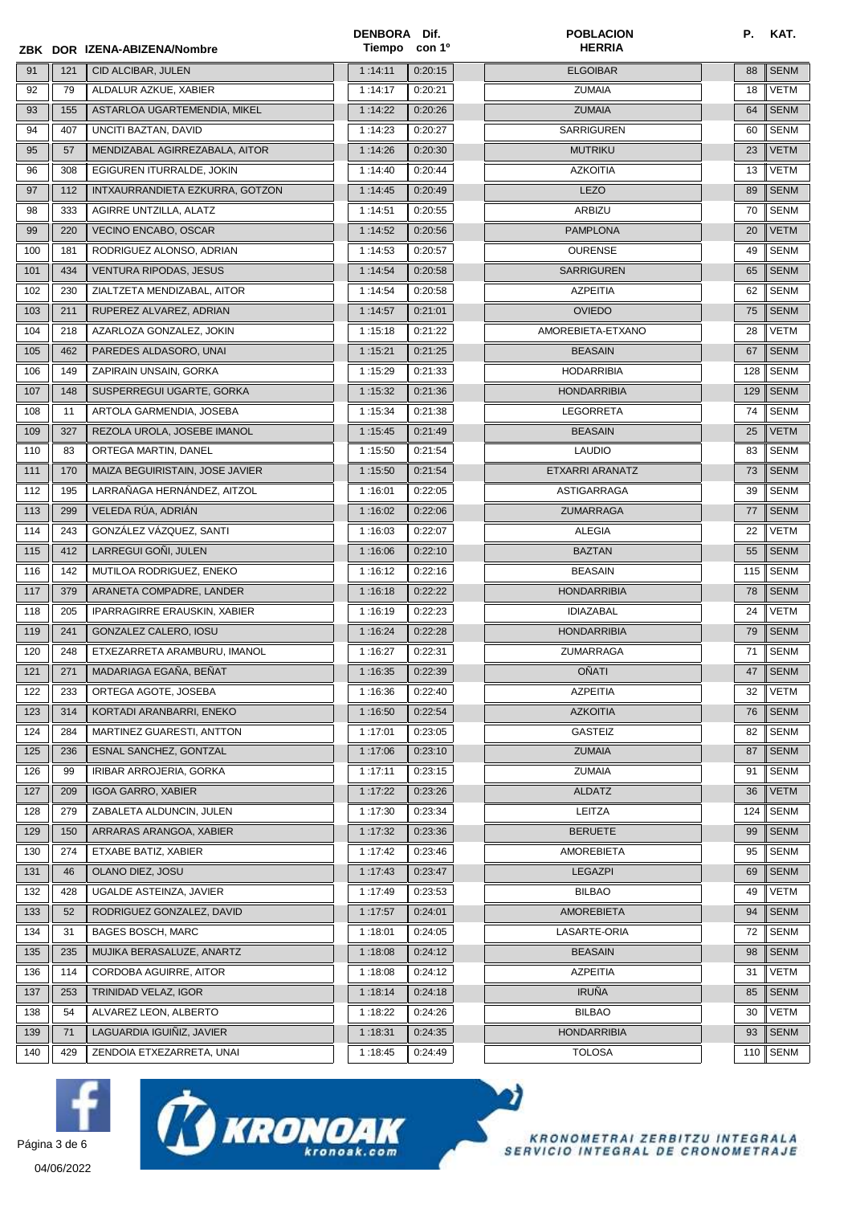| ZBK | DOR | IZENA-ABIZENA/Nombre | DENBORA Tiempo | Dif. con 1º | POBLACION HERRIA | P. | KAT. |
|---|---|---|---|---|---|---|---|
| 91 | 121 | CID ALCIBAR, JULEN | 1:14:11 | 0:20:15 | ELGOIBAR | 88 | SENM |
| 92 | 79 | ALDALUR AZKUE, XABIER | 1:14:17 | 0:20:21 | ZUMAIA | 18 | VETM |
| 93 | 155 | ASTARLOA UGARTEMENDIA, MIKEL | 1:14:22 | 0:20:26 | ZUMAIA | 64 | SENM |
| 94 | 407 | UNCITI BAZTAN, DAVID | 1:14:23 | 0:20:27 | SARRIGUREN | 60 | SENM |
| 95 | 57 | MENDIZABAL AGIRREZABALA, AITOR | 1:14:26 | 0:20:30 | MUTRIKU | 23 | VETM |
| 96 | 308 | EGIGUREN ITURRALDE, JOKIN | 1:14:40 | 0:20:44 | AZKOITIA | 13 | VETM |
| 97 | 112 | INTXAURRANDIETA EZKURRA, GOTZON | 1:14:45 | 0:20:49 | LEZO | 89 | SENM |
| 98 | 333 | AGIRRE UNTZILLA, ALATZ | 1:14:51 | 0:20:55 | ARBIZU | 70 | SENM |
| 99 | 220 | VECINO ENCABO, OSCAR | 1:14:52 | 0:20:56 | PAMPLONA | 20 | VETM |
| 100 | 181 | RODRIGUEZ ALONSO, ADRIAN | 1:14:53 | 0:20:57 | OURENSE | 49 | SENM |
| 101 | 434 | VENTURA RIPODAS, JESUS | 1:14:54 | 0:20:58 | SARRIGUREN | 65 | SENM |
| 102 | 230 | ZIALTZETA MENDIZABAL, AITOR | 1:14:54 | 0:20:58 | AZPEITIA | 62 | SENM |
| 103 | 211 | RUPEREZ ALVAREZ, ADRIAN | 1:14:57 | 0:21:01 | OVIEDO | 75 | SENM |
| 104 | 218 | AZARLOZA GONZALEZ, JOKIN | 1:15:18 | 0:21:22 | AMOREBIETA-ETXANO | 28 | VETM |
| 105 | 462 | PAREDES ALDASORO, UNAI | 1:15:21 | 0:21:25 | BEASAIN | 67 | SENM |
| 106 | 149 | ZAPIRAIN UNSAIN, GORKA | 1:15:29 | 0:21:33 | HODARRIBIA | 128 | SENM |
| 107 | 148 | SUSPERREGUI UGARTE, GORKA | 1:15:32 | 0:21:36 | HONDARRIBIA | 129 | SENM |
| 108 | 11 | ARTOLA GARMENDIA, JOSEBA | 1:15:34 | 0:21:38 | LEGORRETA | 74 | SENM |
| 109 | 327 | REZOLA UROLA, JOSEBE IMANOL | 1:15:45 | 0:21:49 | BEASAIN | 25 | VETM |
| 110 | 83 | ORTEGA MARTIN, DANEL | 1:15:50 | 0:21:54 | LAUDIO | 83 | SENM |
| 111 | 170 | MAIZA BEGUIRISTAIN, JOSE JAVIER | 1:15:50 | 0:21:54 | ETXARRI ARANATZ | 73 | SENM |
| 112 | 195 | LARRAÑAGA HERNÁNDEZ, AITZOL | 1:16:01 | 0:22:05 | ASTIGARRAGA | 39 | SENM |
| 113 | 299 | VELEDA RÚA, ADRIÁN | 1:16:02 | 0:22:06 | ZUMARRAGA | 77 | SENM |
| 114 | 243 | GONZÁLEZ VÁZQUEZ, SANTI | 1:16:03 | 0:22:07 | ALEGIA | 22 | VETM |
| 115 | 412 | LARREGUI GOÑI, JULEN | 1:16:06 | 0:22:10 | BAZTAN | 55 | SENM |
| 116 | 142 | MUTILOA RODRIGUEZ, ENEKO | 1:16:12 | 0:22:16 | BEASAIN | 115 | SENM |
| 117 | 379 | ARANETA COMPADRE, LANDER | 1:16:18 | 0:22:22 | HONDARRIBIA | 78 | SENM |
| 118 | 205 | IPARRAGIRRE ERAUSKIN, XABIER | 1:16:19 | 0:22:23 | IDIAZABAL | 24 | VETM |
| 119 | 241 | GONZALEZ CALERO, IOSU | 1:16:24 | 0:22:28 | HONDARRIBIA | 79 | SENM |
| 120 | 248 | ETXEZARRETA ARAMBURU, IMANOL | 1:16:27 | 0:22:31 | ZUMARRAGA | 71 | SENM |
| 121 | 271 | MADARIAGA EGAÑA, BEÑAT | 1:16:35 | 0:22:39 | OÑATI | 47 | SENM |
| 122 | 233 | ORTEGA AGOTE, JOSEBA | 1:16:36 | 0:22:40 | AZPEITIA | 32 | VETM |
| 123 | 314 | KORTADI ARANBARRI, ENEKO | 1:16:50 | 0:22:54 | AZKOITIA | 76 | SENM |
| 124 | 284 | MARTINEZ GUARESTI, ANTTON | 1:17:01 | 0:23:05 | GASTEIZ | 82 | SENM |
| 125 | 236 | ESNAL SANCHEZ, GONTZAL | 1:17:06 | 0:23:10 | ZUMAIA | 87 | SENM |
| 126 | 99 | IRIBAR ARROJERIA, GORKA | 1:17:11 | 0:23:15 | ZUMAIA | 91 | SENM |
| 127 | 209 | IGOA GARRO, XABIER | 1:17:22 | 0:23:26 | ALDATZ | 36 | VETM |
| 128 | 279 | ZABALETA ALDUNCIN, JULEN | 1:17:30 | 0:23:34 | LEITZA | 124 | SENM |
| 129 | 150 | ARRARAS ARANGOA, XABIER | 1:17:32 | 0:23:36 | BERUETE | 99 | SENM |
| 130 | 274 | ETXABE BATIZ, XABIER | 1:17:42 | 0:23:46 | AMOREBIETA | 95 | SENM |
| 131 | 46 | OLANO DIEZ, JOSU | 1:17:43 | 0:23:47 | LEGAZPI | 69 | SENM |
| 132 | 428 | UGALDE ASTEINZA, JAVIER | 1:17:49 | 0:23:53 | BILBAO | 49 | VETM |
| 133 | 52 | RODRIGUEZ GONZALEZ, DAVID | 1:17:57 | 0:24:01 | AMOREBIETA | 94 | SENM |
| 134 | 31 | BAGES BOSCH, MARC | 1:18:01 | 0:24:05 | LASARTE-ORIA | 72 | SENM |
| 135 | 235 | MUJIKA BERASALUZE, ANARTZ | 1:18:08 | 0:24:12 | BEASAIN | 98 | SENM |
| 136 | 114 | CORDOBA AGUIRRE, AITOR | 1:18:08 | 0:24:12 | AZPEITIA | 31 | VETM |
| 137 | 253 | TRINIDAD VELAZ, IGOR | 1:18:14 | 0:24:18 | IRUÑA | 85 | SENM |
| 138 | 54 | ALVAREZ LEON, ALBERTO | 1:18:22 | 0:24:26 | BILBAO | 30 | VETM |
| 139 | 71 | LAGUARDIA IGUIÑIZ, JAVIER | 1:18:31 | 0:24:35 | HONDARRIBIA | 93 | SENM |
| 140 | 429 | ZENDOIA ETXEZARRETA, UNAI | 1:18:45 | 0:24:49 | TOLOSA | 110 | SENM |

KRONOAK kronoak.com

KRONOMETRAI ZERBITZU INTEGRALA
SERVICIO INTEGRAL DE CRONOMETRAJE

04/06/2022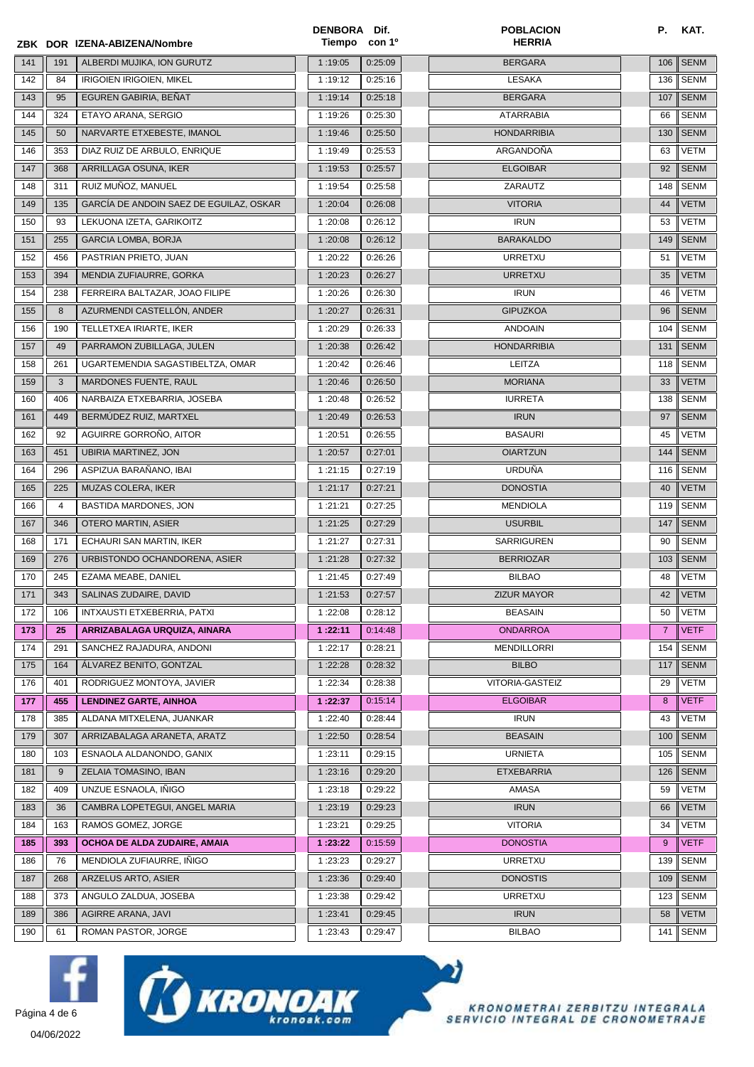| ZBK | DOR | IZENA-ABIZENA/Nombre | DENBORA Tiempo | Dif. con 1º | POBLACION HERRIA | P. | KAT. |
|---|---|---|---|---|---|---|---|
| 141 | 191 | ALBERDI MUJIKA, ION GURUTZ | 1:19:05 | 0:25:09 | BERGARA | 106 | SENM |
| 142 | 84 | IRIGOIEN IRIGOIEN, MIKEL | 1:19:12 | 0:25:16 | LESAKA | 136 | SENM |
| 143 | 95 | EGUREN GABIRIA, BEÑAT | 1:19:14 | 0:25:18 | BERGARA | 107 | SENM |
| 144 | 324 | ETAYO ARANA, SERGIO | 1:19:26 | 0:25:30 | ATARRABIA | 66 | SENM |
| 145 | 50 | NARVARTE ETXEBESTE, IMANOL | 1:19:46 | 0:25:50 | HONDARRIBIA | 130 | SENM |
| 146 | 353 | DIAZ RUIZ DE ARBULO, ENRIQUE | 1:19:49 | 0:25:53 | ARGANDOÑA | 63 | VETM |
| 147 | 368 | ARRILLAGA OSUNA, IKER | 1:19:53 | 0:25:57 | ELGOIBAR | 92 | SENM |
| 148 | 311 | RUIZ MUÑOZ, MANUEL | 1:19:54 | 0:25:58 | ZARAUTZ | 148 | SENM |
| 149 | 135 | GARCÍA DE ANDOIN SAEZ DE EGUILAZ, OSKAR | 1:20:04 | 0:26:08 | VITORIA | 44 | VETM |
| 150 | 93 | LEKUONA IZETA, GARIKOITZ | 1:20:08 | 0:26:12 | IRUN | 53 | VETM |
| 151 | 255 | GARCIA LOMBA, BORJA | 1:20:08 | 0:26:12 | BARAKALDO | 149 | SENM |
| 152 | 456 | PASTRIAN PRIETO, JUAN | 1:20:22 | 0:26:26 | URRETXU | 51 | VETM |
| 153 | 394 | MENDIA ZUFIAURRE, GORKA | 1:20:23 | 0:26:27 | URRETXU | 35 | VETM |
| 154 | 238 | FERREIRA BALTAZAR, JOAO FILIPE | 1:20:26 | 0:26:30 | IRUN | 46 | VETM |
| 155 | 8 | AZURMENDI CASTELLÓN, ANDER | 1:20:27 | 0:26:31 | GIPUZKOA | 96 | SENM |
| 156 | 190 | TELLETXEA IRIARTE, IKER | 1:20:29 | 0:26:33 | ANDOAIN | 104 | SENM |
| 157 | 49 | PARRAMON ZUBILLAGA, JULEN | 1:20:38 | 0:26:42 | HONDARRIBIA | 131 | SENM |
| 158 | 261 | UGARTEMENDIA SAGASTIBELTZA, OMAR | 1:20:42 | 0:26:46 | LEITZA | 118 | SENM |
| 159 | 3 | MARDONES FUENTE, RAUL | 1:20:46 | 0:26:50 | MORIANA | 33 | VETM |
| 160 | 406 | NARBAIZA ETXEBARRIA, JOSEBA | 1:20:48 | 0:26:52 | IURRETA | 138 | SENM |
| 161 | 449 | BERMÚDEZ RUIZ, MARTXEL | 1:20:49 | 0:26:53 | IRUN | 97 | SENM |
| 162 | 92 | AGUIRRE GORROÑO, AITOR | 1:20:51 | 0:26:55 | BASAURI | 45 | VETM |
| 163 | 451 | UBIRIA MARTINEZ, JON | 1:20:57 | 0:27:01 | OIARTZUN | 144 | SENM |
| 164 | 296 | ASPIZUA BARAÑANO, IBAI | 1:21:15 | 0:27:19 | URDUÑA | 116 | SENM |
| 165 | 225 | MUZAS COLERA, IKER | 1:21:17 | 0:27:21 | DONOSTIA | 40 | VETM |
| 166 | 4 | BASTIDA MARDONES, JON | 1:21:21 | 0:27:25 | MENDIOLA | 119 | SENM |
| 167 | 346 | OTERO MARTIN, ASIER | 1:21:25 | 0:27:29 | USURBIL | 147 | SENM |
| 168 | 171 | ECHAURI SAN MARTIN, IKER | 1:21:27 | 0:27:31 | SARRIGUREN | 90 | SENM |
| 169 | 276 | URBISTONDO OCHANDORENA, ASIER | 1:21:28 | 0:27:32 | BERRIOZAR | 103 | SENM |
| 170 | 245 | EZAMA MEABE, DANIEL | 1:21:45 | 0:27:49 | BILBAO | 48 | VETM |
| 171 | 343 | SALINAS ZUDAIRE, DAVID | 1:21:53 | 0:27:57 | ZIZUR MAYOR | 42 | VETM |
| 172 | 106 | INTXAUSTI ETXEBERRIA, PATXI | 1:22:08 | 0:28:12 | BEASAIN | 50 | VETM |
| **173** | **25** | **ARRIZABALAGA URQUIZA, AINARA** | **1:22:11** | 0:14:48 | ONDARROA | 7 | VETF |
| 174 | 291 | SANCHEZ RAJADURA, ANDONI | 1:22:17 | 0:28:21 | MENDILLORRI | 154 | SENM |
| 175 | 164 | ÁLVAREZ BENITO, GONTZAL | 1:22:28 | 0:28:32 | BILBO | 117 | SENM |
| 176 | 401 | RODRIGUEZ MONTOYA, JAVIER | 1:22:34 | 0:28:38 | VITORIA-GASTEIZ | 29 | VETM |
| **177** | **455** | **LENDINEZ GARTE, AINHOA** | **1:22:37** | 0:15:14 | ELGOIBAR | 8 | VETF |
| 178 | 385 | ALDANA MITXELENA, JUANKAR | 1:22:40 | 0:28:44 | IRUN | 43 | VETM |
| 179 | 307 | ARRIZABALAGA ARANETA, ARATZ | 1:22:50 | 0:28:54 | BEASAIN | 100 | SENM |
| 180 | 103 | ESNAOLA ALDANONDO, GANIX | 1:23:11 | 0:29:15 | URNIETA | 105 | SENM |
| 181 | 9 | ZELAIA TOMASINO, IBAN | 1:23:16 | 0:29:20 | ETXEBARRIA | 126 | SENM |
| 182 | 409 | UNZUE ESNAOLA, IÑIGO | 1:23:18 | 0:29:22 | AMASA | 59 | VETM |
| 183 | 36 | CAMBRA LOPETEGUI, ANGEL MARIA | 1:23:19 | 0:29:23 | IRUN | 66 | VETM |
| 184 | 163 | RAMOS GOMEZ, JORGE | 1:23:21 | 0:29:25 | VITORIA | 34 | VETM |
| **185** | **393** | **OCHOA DE ALDA ZUDAIRE, AMAIA** | **1:23:22** | 0:15:59 | DONOSTIA | 9 | VETF |
| 186 | 76 | MENDIOLA ZUFIAURRE, IÑIGO | 1:23:23 | 0:29:27 | URRETXU | 139 | SENM |
| 187 | 268 | ARZELUS ARTO, ASIER | 1:23:36 | 0:29:40 | DONOSTIS | 109 | SENM |
| 188 | 373 | ANGULO ZALDUA, JOSEBA | 1:23:38 | 0:29:42 | URRETXU | 123 | SENM |
| 189 | 386 | AGIRRE ARANA, JAVI | 1:23:41 | 0:29:45 | IRUN | 58 | VETM |
| 190 | 61 | ROMAN PASTOR, JORGE | 1:23:43 | 0:29:47 | BILBAO | 141 | SENM |

04/06/2022

KRONOAK kronoak.com

KRONOMETRAI ZERBITZU INTEGRALA
SERVICIO INTEGRAL DE CRONOMETRAJE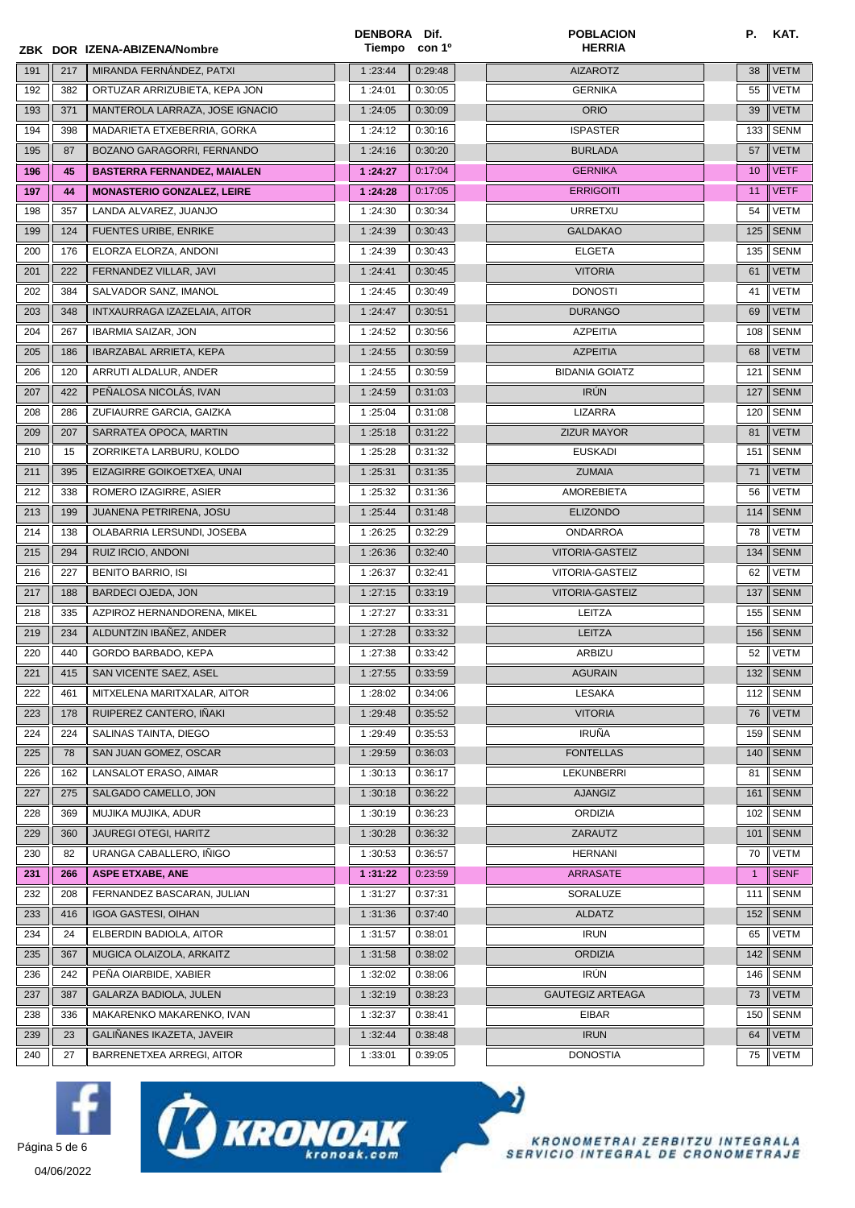| ZBK | DOR | IZENA-ABIZENA/Nombre | DENBORA Tiempo | Dif. con 1º | POBLACION HERRIA | P. | KAT. |
|---|---|---|---|---|---|---|---|
| 191 | 217 | MIRANDA FERNÁNDEZ, PATXI | 1:23:44 | 0:29:48 | AIZAROTZ | 38 | VETM |
| 192 | 382 | ORTUZAR ARRIZUBIETA, KEPA JON | 1:24:01 | 0:30:05 | GERNIKA | 55 | VETM |
| 193 | 371 | MANTEROLA LARRAZA, JOSE IGNACIO | 1:24:05 | 0:30:09 | ORIO | 39 | VETM |
| 194 | 398 | MADARIETA ETXEBERRIA, GORKA | 1:24:12 | 0:30:16 | ISPASTER | 133 | SENM |
| 195 | 87 | BOZANO GARAGORRI, FERNANDO | 1:24:16 | 0:30:20 | BURLADA | 57 | VETM |
| **196** | **45** | **BASTERRA FERNANDEZ, MAIALEN** | **1:24:27** | 0:17:04 | GERNIKA | 10 | VETF |
| **197** | **44** | **MONASTERIO GONZALEZ, LEIRE** | **1:24:28** | 0:17:05 | ERRIGOITI | 11 | VETF |
| 198 | 357 | LANDA ALVAREZ, JUANJO | 1:24:30 | 0:30:34 | URRETXU | 54 | VETM |
| 199 | 124 | FUENTES URIBE, ENRIKE | 1:24:39 | 0:30:43 | GALDAKAO | 125 | SENM |
| 200 | 176 | ELORZA ELORZA, ANDONI | 1:24:39 | 0:30:43 | ELGETA | 135 | SENM |
| 201 | 222 | FERNANDEZ VILLAR, JAVI | 1:24:41 | 0:30:45 | VITORIA | 61 | VETM |
| 202 | 384 | SALVADOR SANZ, IMANOL | 1:24:45 | 0:30:49 | DONOSTI | 41 | VETM |
| 203 | 348 | INTXAURRAGA IZAZELAIA, AITOR | 1:24:47 | 0:30:51 | DURANGO | 69 | VETM |
| 204 | 267 | IBARMIA SAIZAR, JON | 1:24:52 | 0:30:56 | AZPEITIA | 108 | SENM |
| 205 | 186 | IBARZABAL ARRIETA, KEPA | 1:24:55 | 0:30:59 | AZPEITIA | 68 | VETM |
| 206 | 120 | ARRUTI ALDALUR, ANDER | 1:24:55 | 0:30:59 | BIDANIA GOIATZ | 121 | SENM |
| 207 | 422 | PEÑALOSA NICOLÁS, IVAN | 1:24:59 | 0:31:03 | IRÚN | 127 | SENM |
| 208 | 286 | ZUFIAURRE GARCIA, GAIZKA | 1:25:04 | 0:31:08 | LIZARRA | 120 | SENM |
| 209 | 207 | SARRATEA OPOCA, MARTIN | 1:25:18 | 0:31:22 | ZIZUR MAYOR | 81 | VETM |
| 210 | 15 | ZORRIKETA LARBURU, KOLDO | 1:25:28 | 0:31:32 | EUSKADI | 151 | SENM |
| 211 | 395 | EIZAGIRRE GOIKOETXEA, UNAI | 1:25:31 | 0:31:35 | ZUMAIA | 71 | VETM |
| 212 | 338 | ROMERO IZAGIRRE, ASIER | 1:25:32 | 0:31:36 | AMOREBIETA | 56 | VETM |
| 213 | 199 | JUANENA PETRIRENA, JOSU | 1:25:44 | 0:31:48 | ELIZONDO | 114 | SENM |
| 214 | 138 | OLABARRIA LERSUNDI, JOSEBA | 1:26:25 | 0:32:29 | ONDARROA | 78 | VETM |
| 215 | 294 | RUIZ IRCIO, ANDONI | 1:26:36 | 0:32:40 | VITORIA-GASTEIZ | 134 | SENM |
| 216 | 227 | BENITO BARRIO, ISI | 1:26:37 | 0:32:41 | VITORIA-GASTEIZ | 62 | VETM |
| 217 | 188 | BARDECI OJEDA, JON | 1:27:15 | 0:33:19 | VITORIA-GASTEIZ | 137 | SENM |
| 218 | 335 | AZPIROZ HERNANDORENA, MIKEL | 1:27:27 | 0:33:31 | LEITZA | 155 | SENM |
| 219 | 234 | ALDUNTZIN IBAÑEZ, ANDER | 1:27:28 | 0:33:32 | LEITZA | 156 | SENM |
| 220 | 440 | GORDO BARBADO, KEPA | 1:27:38 | 0:33:42 | ARBIZU | 52 | VETM |
| 221 | 415 | SAN VICENTE SAEZ, ASEL | 1:27:55 | 0:33:59 | AGURAIN | 132 | SENM |
| 222 | 461 | MITXELENA MARITXALAR, AITOR | 1:28:02 | 0:34:06 | LESAKA | 112 | SENM |
| 223 | 178 | RUIPEREZ CANTERO, IÑAKI | 1:29:48 | 0:35:52 | VITORIA | 76 | VETM |
| 224 | 224 | SALINAS TAINTA, DIEGO | 1:29:49 | 0:35:53 | IRUÑA | 159 | SENM |
| 225 | 78 | SAN JUAN GOMEZ, OSCAR | 1:29:59 | 0:36:03 | FONTELLAS | 140 | SENM |
| 226 | 162 | LANSALOT ERASO, AIMAR | 1:30:13 | 0:36:17 | LEKUNBERRI | 81 | SENM |
| 227 | 275 | SALGADO CAMELLO, JON | 1:30:18 | 0:36:22 | AJANGIZ | 161 | SENM |
| 228 | 369 | MUJIKA MUJIKA, ADUR | 1:30:19 | 0:36:23 | ORDIZIA | 102 | SENM |
| 229 | 360 | JAUREGI OTEGI, HARITZ | 1:30:28 | 0:36:32 | ZARAUTZ | 101 | SENM |
| 230 | 82 | URANGA CABALLERO, IÑIGO | 1:30:53 | 0:36:57 | HERNANI | 70 | VETM |
| **231** | **266** | **ASPE ETXABE, ANE** | **1:31:22** | 0:23:59 | ARRASATE | 1 | SENF |
| 232 | 208 | FERNANDEZ BASCARAN, JULIAN | 1:31:27 | 0:37:31 | SORALUZE | 111 | SENM |
| 233 | 416 | IGOA GASTESI, OIHAN | 1:31:36 | 0:37:40 | ALDATZ | 152 | SENM |
| 234 | 24 | ELBERDIN BADIOLA, AITOR | 1:31:57 | 0:38:01 | IRUN | 65 | VETM |
| 235 | 367 | MUGICA OLAIZOLA, ARKAITZ | 1:31:58 | 0:38:02 | ORDIZIA | 142 | SENM |
| 236 | 242 | PEÑA OIARBIDE, XABIER | 1:32:02 | 0:38:06 | IRÚN | 146 | SENM |
| 237 | 387 | GALARZA BADIOLA, JULEN | 1:32:19 | 0:38:23 | GAUTEGIZ ARTEAGA | 73 | VETM |
| 238 | 336 | MAKARENKO MAKARENKO, IVAN | 1:32:37 | 0:38:41 | EIBAR | 150 | SENM |
| 239 | 23 | GALIÑANES IKAZETA, JAVEIR | 1:32:44 | 0:38:48 | IRUN | 64 | VETM |
| 240 | 27 | BARRENETXEA ARREGI, AITOR | 1:33:01 | 0:39:05 | DONOSTIA | 75 | VETM |

04/06/2022

KRONOAK kronoak.com

KRONOMETRAI ZERBITZU INTEGRALA
SERVICIO INTEGRAL DE CRONOMETRAJE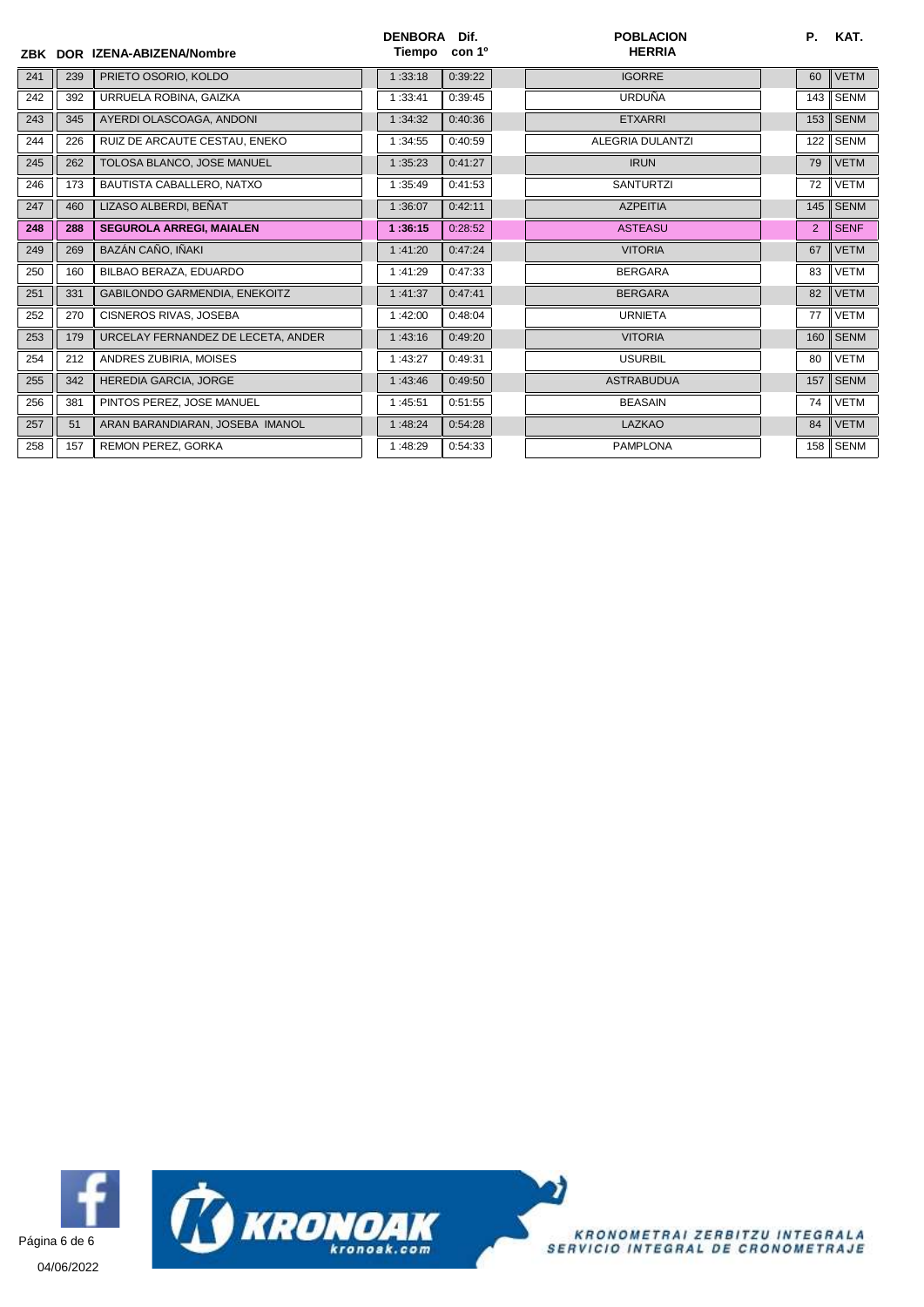| ZBK | DOR | IZENA-ABIZENA/Nombre | DENBORA Tiempo | Dif. con 1º | POBLACION HERRIA | P. | KAT. |
|---|---|---|---|---|---|---|---|
| 241 | 239 | PRIETO OSORIO, KOLDO | 1 :33:18 | 0:39:22 | IGORRE | 60 | VETM |
| 242 | 392 | URRUELA ROBINA, GAIZKA | 1 :33:41 | 0:39:45 | URDUÑA | 143 | SENM |
| 243 | 345 | AYERDI OLASCOAGA, ANDONI | 1 :34:32 | 0:40:36 | ETXARRI | 153 | SENM |
| 244 | 226 | RUIZ DE ARCAUTE CESTAU, ENEKO | 1 :34:55 | 0:40:59 | ALEGRIA DULANTZI | 122 | SENM |
| 245 | 262 | TOLOSA BLANCO, JOSE MANUEL | 1 :35:23 | 0:41:27 | IRUN | 79 | VETM |
| 246 | 173 | BAUTISTA CABALLERO, NATXO | 1 :35:49 | 0:41:53 | SANTURTZI | 72 | VETM |
| 247 | 460 | LIZASO ALBERDI, BEÑAT | 1 :36:07 | 0:42:11 | AZPEITIA | 145 | SENM |
| **248** | **288** | **SEGUROLA ARREGI, MAIALEN** | **1 :36:15** | 0:28:52 | ASTEASU | 2 | SENF |
| 249 | 269 | BAZÁN CAÑO, IÑAKI | 1 :41:20 | 0:47:24 | VITORIA | 67 | VETM |
| 250 | 160 | BILBAO BERAZA, EDUARDO | 1 :41:29 | 0:47:33 | BERGARA | 83 | VETM |
| 251 | 331 | GABILONDO GARMENDIA, ENEKOITZ | 1 :41:37 | 0:47:41 | BERGARA | 82 | VETM |
| 252 | 270 | CISNEROS RIVAS, JOSEBA | 1 :42:00 | 0:48:04 | URNIETA | 77 | VETM |
| 253 | 179 | URCELAY FERNANDEZ DE LECETA, ANDER | 1 :43:16 | 0:49:20 | VITORIA | 160 | SENM |
| 254 | 212 | ANDRES ZUBIRIA, MOISES | 1 :43:27 | 0:49:31 | USURBIL | 80 | VETM |
| 255 | 342 | HEREDIA GARCIA, JORGE | 1 :43:46 | 0:49:50 | ASTRABUDUA | 157 | SENM |
| 256 | 381 | PINTOS PEREZ, JOSE MANUEL | 1 :45:51 | 0:51:55 | BEASAIN | 74 | VETM |
| 257 | 51 | ARAN BARANDIARAN, JOSEBA IMANOL | 1 :48:24 | 0:54:28 | LAZKAO | 84 | VETM |
| 258 | 157 | REMON PEREZ, GORKA | 1 :48:29 | 0:54:33 | PAMPLONA | 158 | SENM |

04/06/2022

KRONOMETRAI ZERBITZU INTEGRALA
SERVICIO INTEGRAL DE CRONOMETRAJE